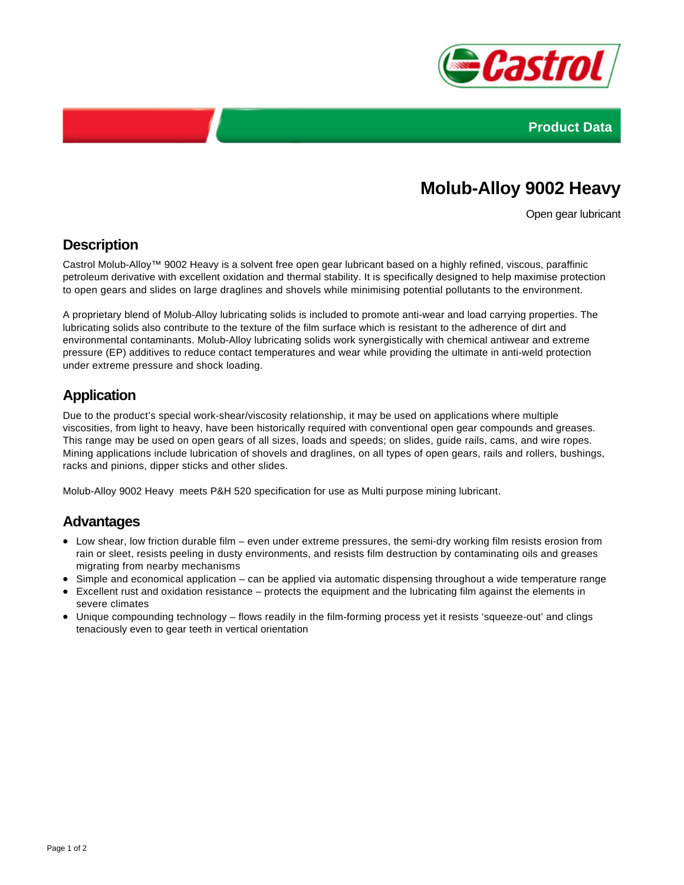Product Data

# Molub-Alloy 9002 Heavy

Open gear lubricant

## Description

Castrol Molub-Alloy™ 9002 Heavy is a solvent free open gear lubricant based on a highly refined, viscous, paraffinic petroleum derivative with excellent oxidation and thermal stability. It is specifically designed to help maximise protection to open gears and slides on large draglines and shovels while minimising potential pollutants to the environment.

A proprietary blend of Molub-Alloy lubricating solids is included to promote anti-wear and load carrying properties. The lubricating solids also contribute to the texture of the film surface which is resistant to the adherence of dirt and environmental contaminants. Molub-Alloy lubricating solids work synergistically with chemical antiwear and extreme pressure (EP) additives to reduce contact temperatures and wear while providing the ultimate in anti-weld protection under extreme pressure and shock loading.

## Application

Due to the product's special work-shear/viscosity relationship, it may be used on applications where multiple viscosities, from light to heavy, have been historically required with conventional open gear compounds and greases. This range may be used on open gears of all sizes, loads and speeds; on slides, guide rails, cams, and wire ropes. Mining applications include lubrication of shovels and draglines, on all types of open gears, rails and rollers, bushings, racks and pinions, dipper sticks and other slides.

Molub-Alloy 9002 Heavy meets P&H 520 specification for use as Multi purpose mining lubricant.

## Advantages

- Low shear, low friction durable film – even under extreme pressures, the semi-dry working film resists erosion from rain or sleet, resists peeling in dusty environments, and resists film destruction by contaminating oils and greases migrating from nearby mechanisms
- Simple and economical application – can be applied via automatic dispensing throughout a wide temperature range
- Excellent rust and oxidation resistance – protects the equipment and the lubricating film against the elements in severe climates
- Unique compounding technology – flows readily in the film-forming process yet it resists 'squeeze-out' and clings tenaciously even to gear teeth in vertical orientation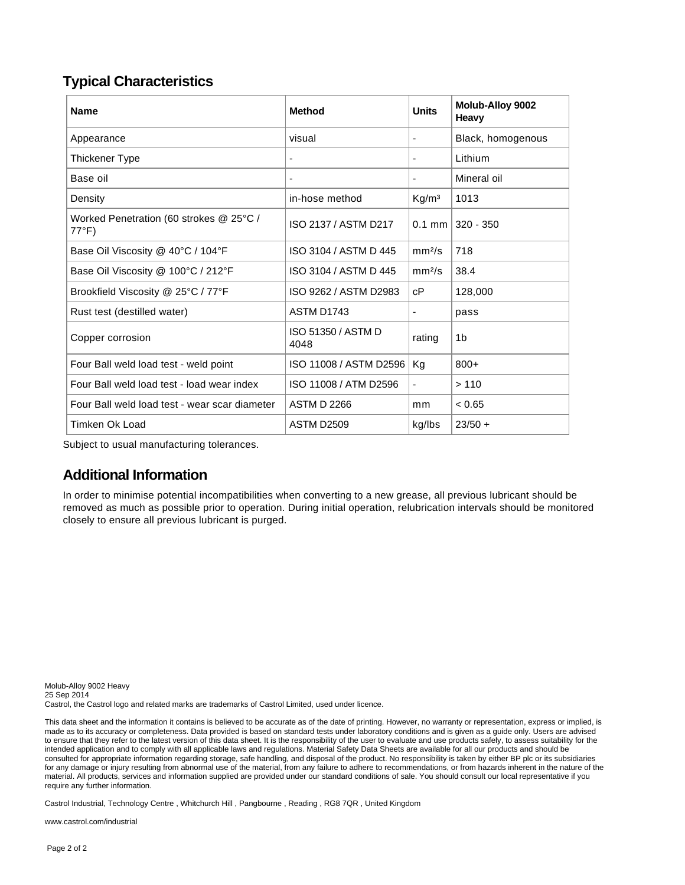## Typical Characteristics

| Name | Method | Units | Molub-Alloy 9002 Heavy |
| --- | --- | --- | --- |
| Appearance | visual | - | Black, homogenous |
| Thickener Type | - | - | Lithium |
| Base oil | - | - | Mineral oil |
| Density | in-hose method | Kg/m³ | 1013 |
| Worked Penetration (60 strokes @ 25°C / 77°F) | ISO 2137 / ASTM D217 | 0.1 mm | 320 - 350 |
| Base Oil Viscosity @ 40°C / 104°F | ISO 3104 / ASTM D 445 | mm²/s | 718 |
| Base Oil Viscosity @ 100°C / 212°F | ISO 3104 / ASTM D 445 | mm²/s | 38.4 |
| Brookfield Viscosity @ 25°C / 77°F | ISO 9262 / ASTM D2983 | cP | 128,000 |
| Rust test (destilled water) | ASTM D1743 | - | pass |
| Copper corrosion | ISO 51350 / ASTM D 4048 | rating | 1b |
| Four Ball weld load test - weld point | ISO 11008 / ASTM D2596 | Kg | 800+ |
| Four Ball weld load test - load wear index | ISO 11008 / ATM D2596 | - | > 110 |
| Four Ball weld load test - wear scar diameter | ASTM D 2266 | mm | < 0.65 |
| Timken Ok Load | ASTM D2509 | kg/lbs | 23/50 + |

Subject to usual manufacturing tolerances.

## Additional Information

In order to minimise potential incompatibilities when converting to a new grease, all previous lubricant should be removed as much as possible prior to operation. During initial operation, relubrication intervals should be monitored closely to ensure all previous lubricant is purged.

Molub-Alloy 9002 Heavy
25 Sep 2014
Castrol, the Castrol logo and related marks are trademarks of Castrol Limited, used under licence.

This data sheet and the information it contains is believed to be accurate as of the date of printing. However, no warranty or representation, express or implied, is made as to its accuracy or completeness. Data provided is based on standard tests under laboratory conditions and is given as a guide only. Users are advised to ensure that they refer to the latest version of this data sheet. It is the responsibility of the user to evaluate and use products safely, to assess suitability for the intended application and to comply with all applicable laws and regulations. Material Safety Data Sheets are available for all our products and should be consulted for appropriate information regarding storage, safe handling, and disposal of the product. No responsibility is taken by either BP plc or its subsidiaries for any damage or injury resulting from abnormal use of the material, from any failure to adhere to recommendations, or from hazards inherent in the nature of the material. All products, services and information supplied are provided under our standard conditions of sale. You should consult our local representative if you require any further information.

Castrol Industrial, Technology Centre , Whitchurch Hill , Pangbourne , Reading , RG8 7QR , United Kingdom

www.castrol.com/industrial